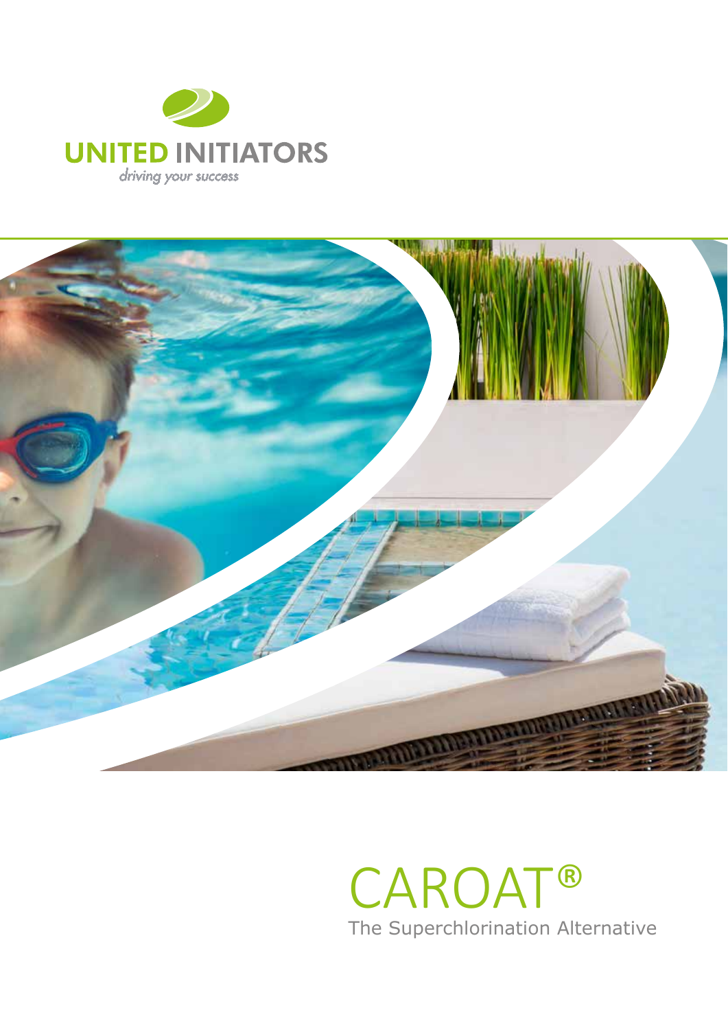UNITED INITIATORS

*driving your success*

# CAROAT®

The Superchlorination Alternative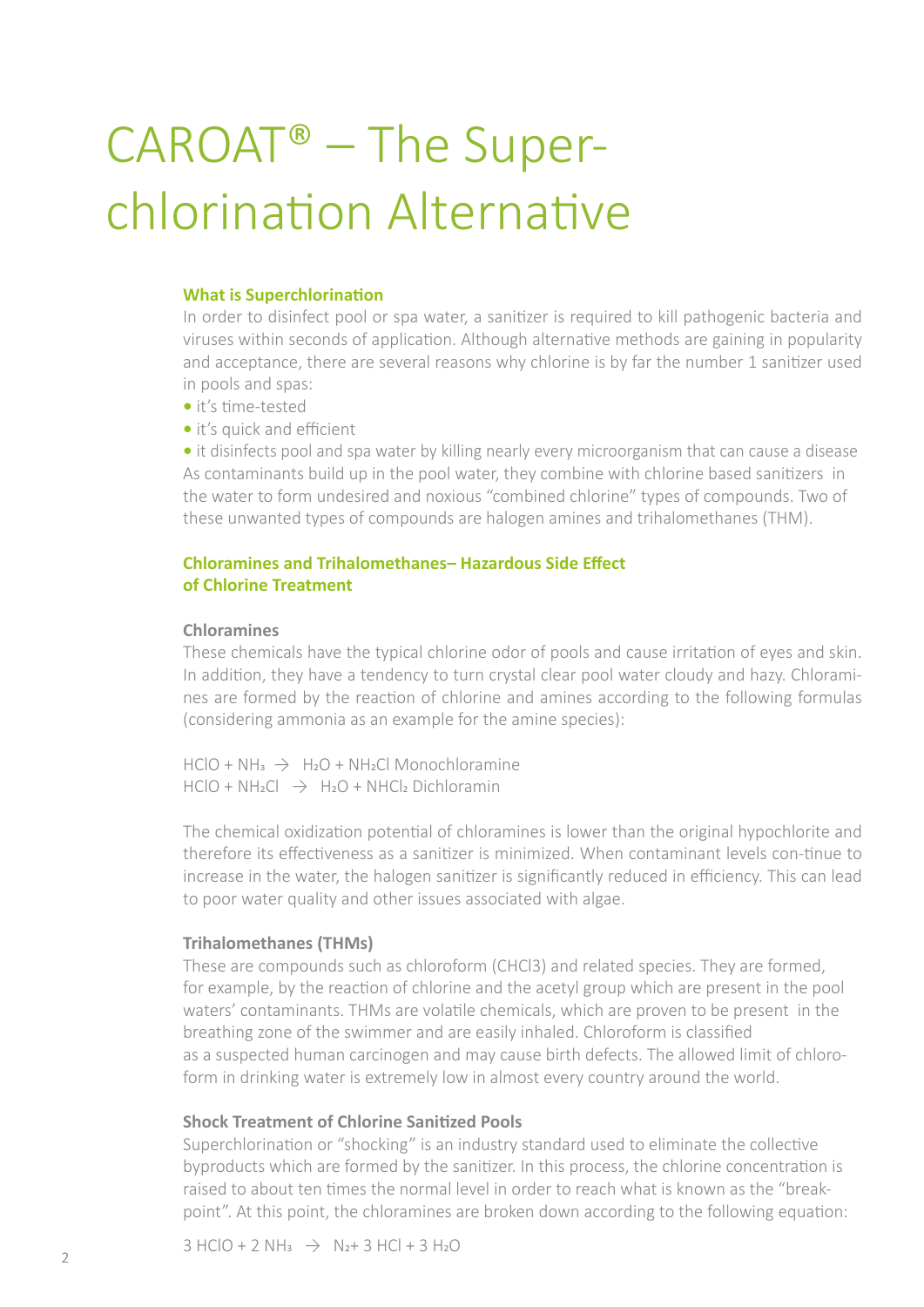# CAROAT® – The Superchlorination Alternative

### What is Superchlorination

In order to disinfect pool or spa water, a sanitizer is required to kill pathogenic bacteria and viruses within seconds of application. Although alternative methods are gaining in popularity and acceptance, there are several reasons why chlorine is by far the number 1 sanitizer used in pools and spas:

- it's time-tested
- it's quick and efficient
- it disinfects pool and spa water by killing nearly every microorganism that can cause a disease

As contaminants build up in the pool water, they combine with chlorine based sanitizers in the water to form undesired and noxious "combined chlorine" types of compounds. Two of these unwanted types of compounds are halogen amines and trihalomethanes (THM).

### Chloramines and Trihalomethanes– Hazardous Side Effect of Chlorine Treatment

#### Chloramines

These chemicals have the typical chlorine odor of pools and cause irritation of eyes and skin. In addition, they have a tendency to turn crystal clear pool water cloudy and hazy. Chloramines are formed by the reaction of chlorine and amines according to the following formulas (considering ammonia as an example for the amine species):

$HClO + NH_3 \rightarrow H_2O + NH_2Cl$ Monochloramine
$HClO + NH_2Cl \rightarrow H_2O + NHCl_2$ Dichloramin

The chemical oxidization potential of chloramines is lower than the original hypochlorite and therefore its effectiveness as a sanitizer is minimized. When contaminant levels con-tinue to increase in the water, the halogen sanitizer is significantly reduced in efficiency. This can lead to poor water quality and other issues associated with algae.

#### Trihalomethanes (THMs)

These are compounds such as chloroform ($CHCl_3$) and related species. They are formed, for example, by the reaction of chlorine and the acetyl group which are present in the pool waters' contaminants. THMs are volatile chemicals, which are proven to be present in the breathing zone of the swimmer and are easily inhaled. Chloroform is classified as a suspected human carcinogen and may cause birth defects. The allowed limit of chloroform in drinking water is extremely low in almost every country around the world.

#### Shock Treatment of Chlorine Sanitized Pools

Superchlorination or "shocking" is an industry standard used to eliminate the collective byproducts which are formed by the sanitizer. In this process, the chlorine concentration is raised to about ten times the normal level in order to reach what is known as the "break-point". At this point, the chloramines are broken down according to the following equation:

$3 HClO + 2 NH_3 \rightarrow N_2 + 3 HCl + 3 H_2O$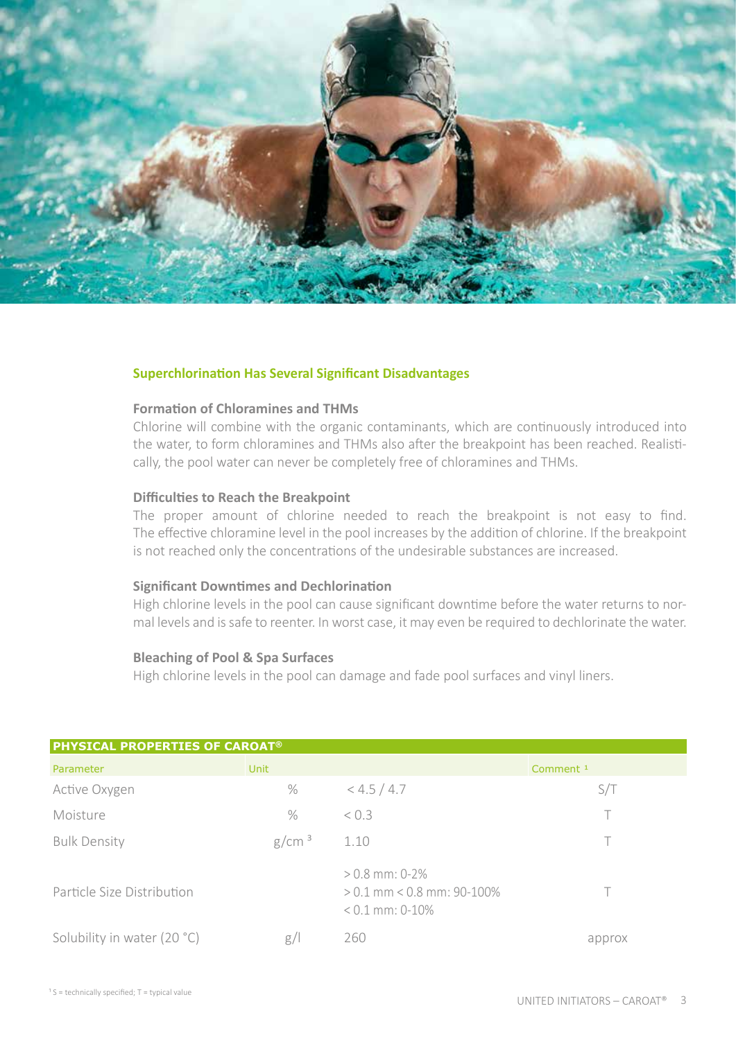## Superchlorination Has Several Significant Disadvantages

### Formation of Chloramines and THMs

Chlorine will combine with the organic contaminants, which are continuously introduced into the water, to form chloramines and THMs also after the breakpoint has been reached. Realistically, the pool water can never be completely free of chloramines and THMs.

### Difficulties to Reach the Breakpoint

The proper amount of chlorine needed to reach the breakpoint is not easy to find. The effective chloramine level in the pool increases by the addition of chlorine. If the breakpoint is not reached only the concentrations of the undesirable substances are increased.

### Significant Downtimes and Dechlorination

High chlorine levels in the pool can cause significant downtime before the water returns to normal levels and is safe to reenter. In worst case, it may even be required to dechlorinate the water.

### Bleaching of Pool & Spa Surfaces

High chlorine levels in the pool can damage and fade pool surfaces and vinyl liners.

| PHYSICAL PROPERTIES OF CAROAT® | | | |
|---|---|---|---|
| Parameter | Unit | | Comment [1] |
| Active Oxygen | % | < 4.5 / 4.7 | S/T |
| Moisture | % | < 0.3 | T |
| Bulk Density | $g/cm^3$ | 1.10 | T |
| Particle Size Distribution | | > 0.8 mm: 0-2%<br>> 0.1 mm < 0.8 mm: 90-100%<br>< 0.1 mm: 0-10% | T |
| Solubility in water (20 °C) | g/l | 260 | approx |

[1] S = technically specified; T = typical value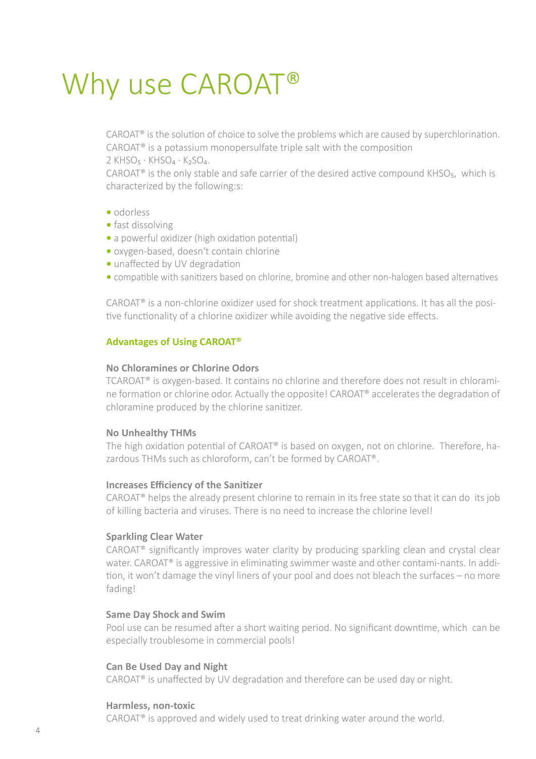# Why use CAROAT®

CAROAT® is the solution of choice to solve the problems which are caused by superchlorination. CAROAT® is a potassium monopersulfate triple salt with the composition

$2\ KHSO_5 \cdot KHSO_4 \cdot K_2SO_4$.

CAROAT® is the only stable and safe carrier of the desired active compound $KHSO_5$, which is characterized by the following:s:

- odorless
- fast dissolving
- a powerful oxidizer (high oxidation potential)
- oxygen-based, doesn't contain chlorine
- unaffected by UV degradation
- compatible with sanitizers based on chlorine, bromine and other non-halogen based alternatives

CAROAT® is a non-chlorine oxidizer used for shock treatment applications. It has all the positive functionality of a chlorine oxidizer while avoiding the negative side effects.

## Advantages of Using CAROAT®

### No Chloramines or Chlorine Odors

TCAROAT® is oxygen-based. It contains no chlorine and therefore does not result in chloramine formation or chlorine odor. Actually the opposite! CAROAT® accelerates the degradation of chloramine produced by the chlorine sanitizer.

### No Unhealthy THMs

The high oxidation potential of CAROAT® is based on oxygen, not on chlorine. Therefore, hazardous THMs such as chloroform, can't be formed by CAROAT®.

### Increases Efficiency of the Sanitizer

CAROAT® helps the already present chlorine to remain in its free state so that it can do its job of killing bacteria and viruses. There is no need to increase the chlorine level!

### Sparkling Clear Water

CAROAT® significantly improves water clarity by producing sparkling clean and crystal clear water. CAROAT® is aggressive in eliminating swimmer waste and other contami-nants. In addition, it won't damage the vinyl liners of your pool and does not bleach the surfaces – no more fading!

### Same Day Shock and Swim

Pool use can be resumed after a short waiting period. No significant downtime, which can be especially troublesome in commercial pools!

### Can Be Used Day and Night

CAROAT® is unaffected by UV degradation and therefore can be used day or night.

### Harmless, non-toxic

CAROAT® is approved and widely used to treat drinking water around the world.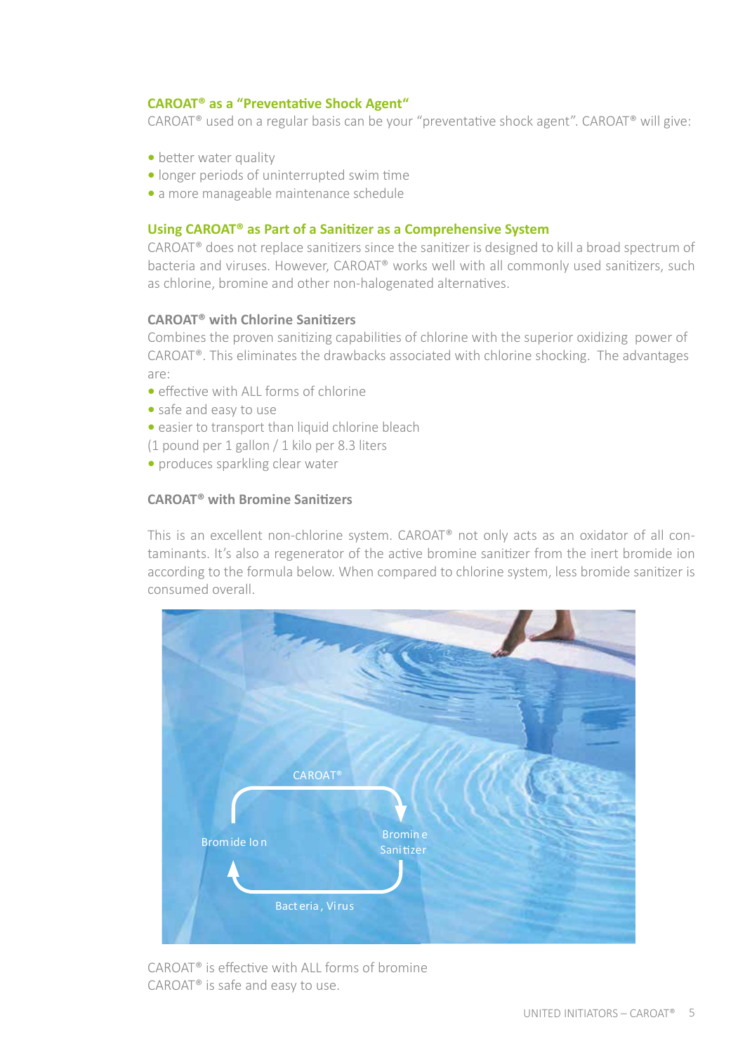### CAROAT® as a "Preventative Shock Agent"

CAROAT® used on a regular basis can be your "preventative shock agent". CAROAT® will give:

- better water quality
- longer periods of uninterrupted swim time
- a more manageable maintenance schedule

### Using CAROAT® as Part of a Sanitizer as a Comprehensive System

CAROAT® does not replace sanitizers since the sanitizer is designed to kill a broad spectrum of bacteria and viruses. However, CAROAT® works well with all commonly used sanitizers, such as chlorine, bromine and other non-halogenated alternatives.

#### CAROAT® with Chlorine Sanitizers

Combines the proven sanitizing capabilities of chlorine with the superior oxidizing power of CAROAT®. This eliminates the drawbacks associated with chlorine shocking. The advantages are:

- effective with ALL forms of chlorine
- safe and easy to use
- easier to transport than liquid chlorine bleach
(1 pound per 1 gallon / 1 kilo per 8.3 liters
- produces sparkling clear water

#### CAROAT® with Bromine Sanitizers

This is an excellent non-chlorine system. CAROAT® not only acts as an oxidator of all contaminants. It's also a regenerator of the active bromine sanitizer from the inert bromide ion according to the formula below. When compared to chlorine system, less bromide sanitizer is consumed overall.

CAROAT®

Bromide Ion

Bromine Sanitizer

Bacteria, Virus

CAROAT® is effective with ALL forms of bromine
CAROAT® is safe and easy to use.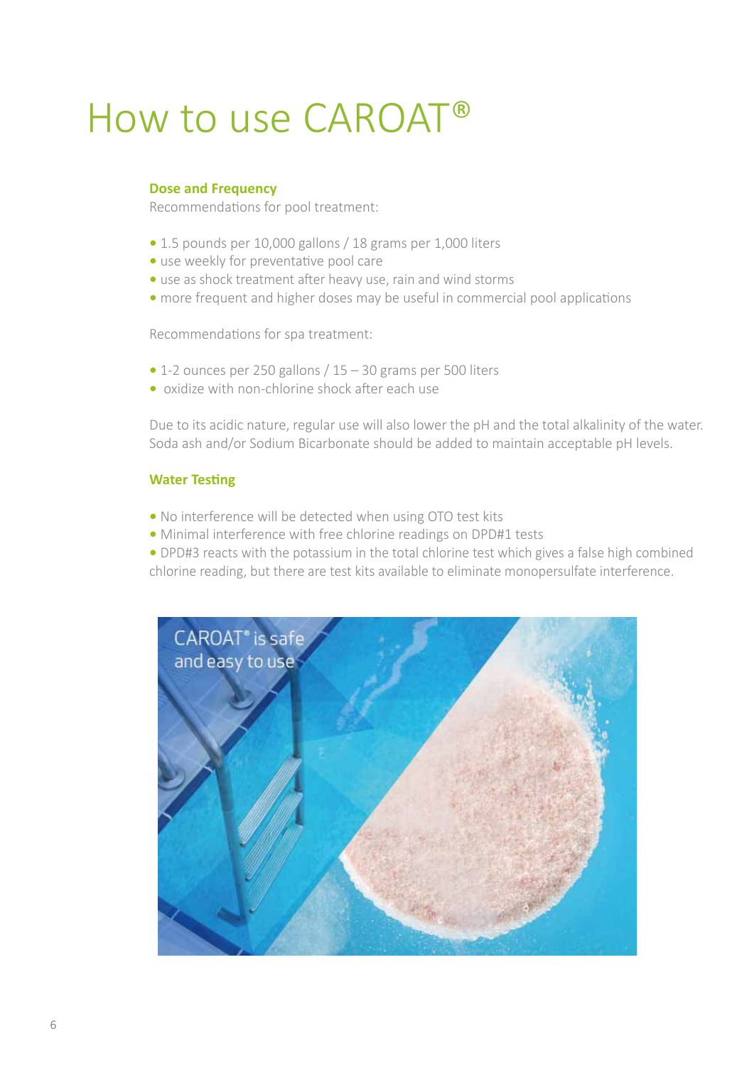# How to use CAROAT®

### Dose and Frequency

Recommendations for pool treatment:

- 1.5 pounds per 10,000 gallons / 18 grams per 1,000 liters
- use weekly for preventative pool care
- use as shock treatment after heavy use, rain and wind storms
- more frequent and higher doses may be useful in commercial pool applications

Recommendations for spa treatment:

- 1-2 ounces per 250 gallons / 15 – 30 grams per 500 liters
- oxidize with non-chlorine shock after each use

Due to its acidic nature, regular use will also lower the pH and the total alkalinity of the water. Soda ash and/or Sodium Bicarbonate should be added to maintain acceptable pH levels.

### Water Testing

- No interference will be detected when using OTO test kits
- Minimal interference with free chlorine readings on DPD#1 tests
- DPD#3 reacts with the potassium in the total chlorine test which gives a false high combined chlorine reading, but there are test kits available to eliminate monopersulfate interference.

CAROAT® is safe and easy to use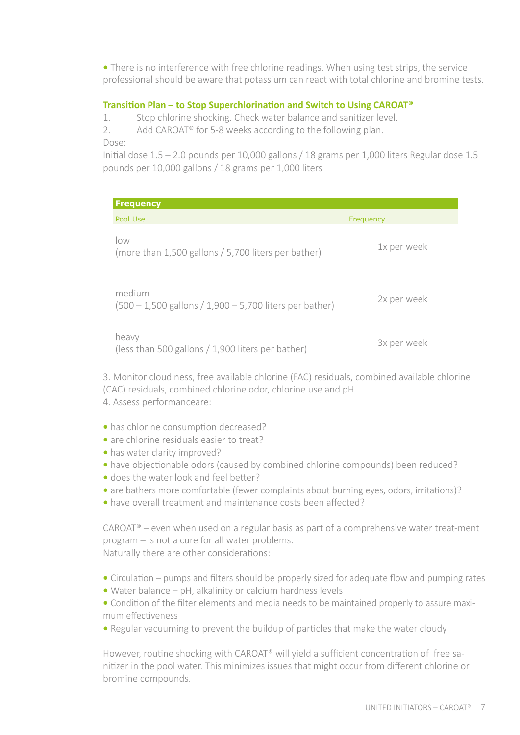• There is no interference with free chlorine readings. When using test strips, the service professional should be aware that potassium can react with total chlorine and bromine tests.

## Transition Plan – to Stop Superchlorination and Switch to Using CAROAT®

1. Stop chlorine shocking. Check water balance and sanitizer level.
2. Add CAROAT® for 5-8 weeks according to the following plan.

Dose:

Initial dose 1.5 – 2.0 pounds per 10,000 gallons / 18 grams per 1,000 liters Regular dose 1.5 pounds per 10,000 gallons / 18 grams per 1,000 liters

| Frequency | |
|---|---|
| Pool Use | Frequency |
| low (more than 1,500 gallons / 5,700 liters per bather) | 1x per week |
| medium (500 – 1,500 gallons / 1,900 – 5,700 liters per bather) | 2x per week |
| heavy (less than 500 gallons / 1,900 liters per bather) | 3x per week |

3. Monitor cloudiness, free available chlorine (FAC) residuals, combined available chlorine (CAC) residuals, combined chlorine odor, chlorine use and pH
4. Assess performanceare:

• has chlorine consumption decreased?
• are chlorine residuals easier to treat?
• has water clarity improved?
• have objectionable odors (caused by combined chlorine compounds) been reduced?
• does the water look and feel better?
• are bathers more comfortable (fewer complaints about burning eyes, odors, irritations)?
• have overall treatment and maintenance costs been affected?

CAROAT® – even when used on a regular basis as part of a comprehensive water treat-ment program – is not a cure for all water problems.
Naturally there are other considerations:

• Circulation – pumps and filters should be properly sized for adequate flow and pumping rates
• Water balance – pH, alkalinity or calcium hardness levels
• Condition of the filter elements and media needs to be maintained properly to assure maximum effectiveness
• Regular vacuuming to prevent the buildup of particles that make the water cloudy

However, routine shocking with CAROAT® will yield a sufficient concentration of free sanitizer in the pool water. This minimizes issues that might occur from different chlorine or bromine compounds.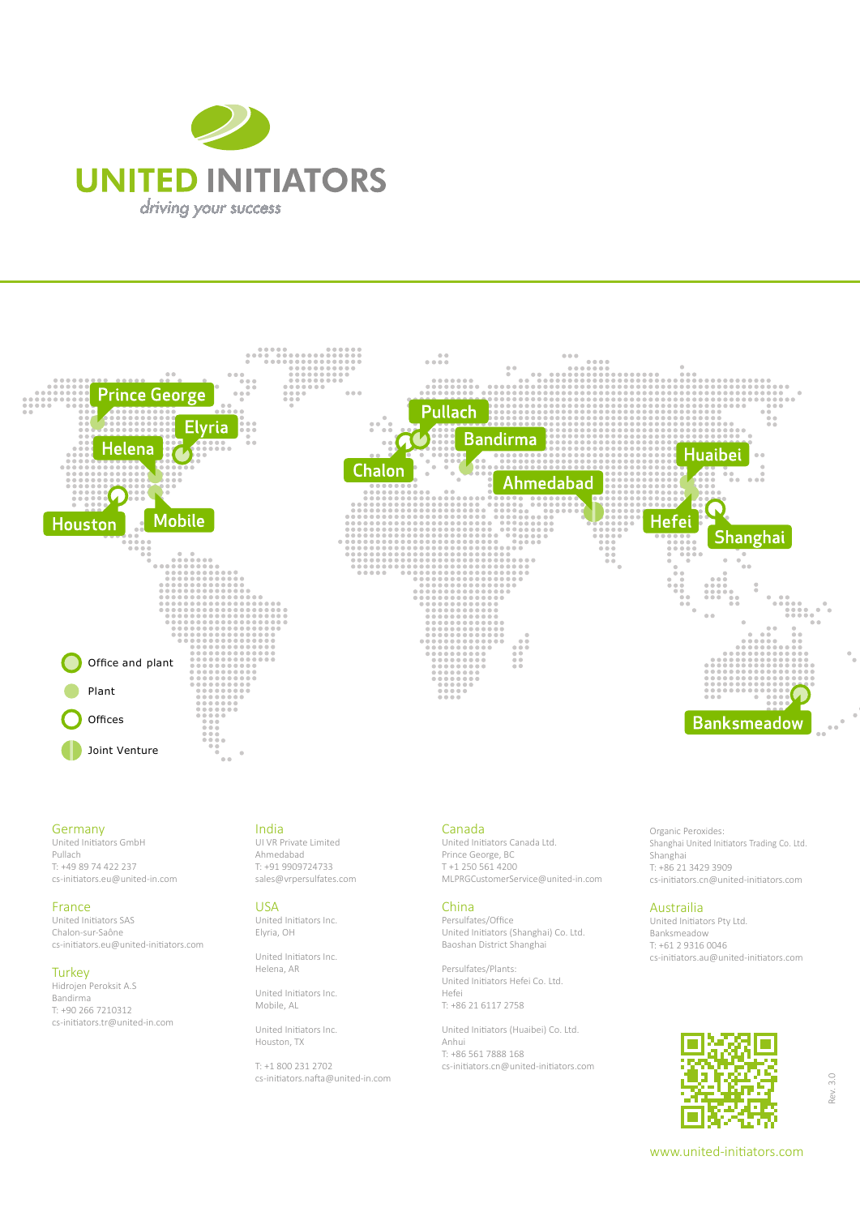UNITED INITIATORS

*driving your success*

Prince George
Elyria
Helena
Houston
Mobile
Pullach
Bandirma
Chalon
Ahmedabad
Huaibei
Hefei
Shanghai
Banksmeadow

Office and plant
Plant
Offices
Joint Venture

## Germany
United Initiators GmbH
Pullach
T: +49 89 74 422 237
cs-initiators.eu@united-in.com

## France
United Initiators SAS
Chalon-sur-Saône
cs-initiators.eu@united-initiators.com

## Turkey
Hidrojen Peroksit A.S
Bandirma
T: +90 266 7210312
cs-initiators.tr@united-in.com

## India
UI VR Private Limited
Ahmedabad
T: +91 9909724733
sales@vrpersulfates.com

## USA
United Initiators Inc.
Elyria, OH

United Initiators Inc.
Helena, AR

United Initiators Inc.
Mobile, AL

United Initiators Inc.
Houston, TX

T: +1 800 231 2702
cs-initiators.nafta@united-in.com

## Canada
United Initiators Canada Ltd.
Prince George, BC
T +1 250 561 4200
MLPRGCustomerService@united-in.com

## China
Persulfates/Office
United Initiators (Shanghai) Co. Ltd.
Baoshan District Shanghai

Persulfates/Plants:
United Initiators Hefei Co. Ltd.
Hefei
T: +86 21 6117 2758

United Initiators (Huaibei) Co. Ltd.
Anhui
T: +86 561 7888 168
cs-initiators.cn@united-initiators.com

Organic Peroxides:
Shanghai United Initiators Trading Co. Ltd.
Shanghai
T: +86 21 3429 3909
cs-initiators.cn@united-initiators.com

## Austrailia
United Initiators Pty Ltd.
Banksmeadow
T: +61 2 9316 0046
cs-initiators.au@united-initiators.com

www.united-initiators.com

Rev. 3.0